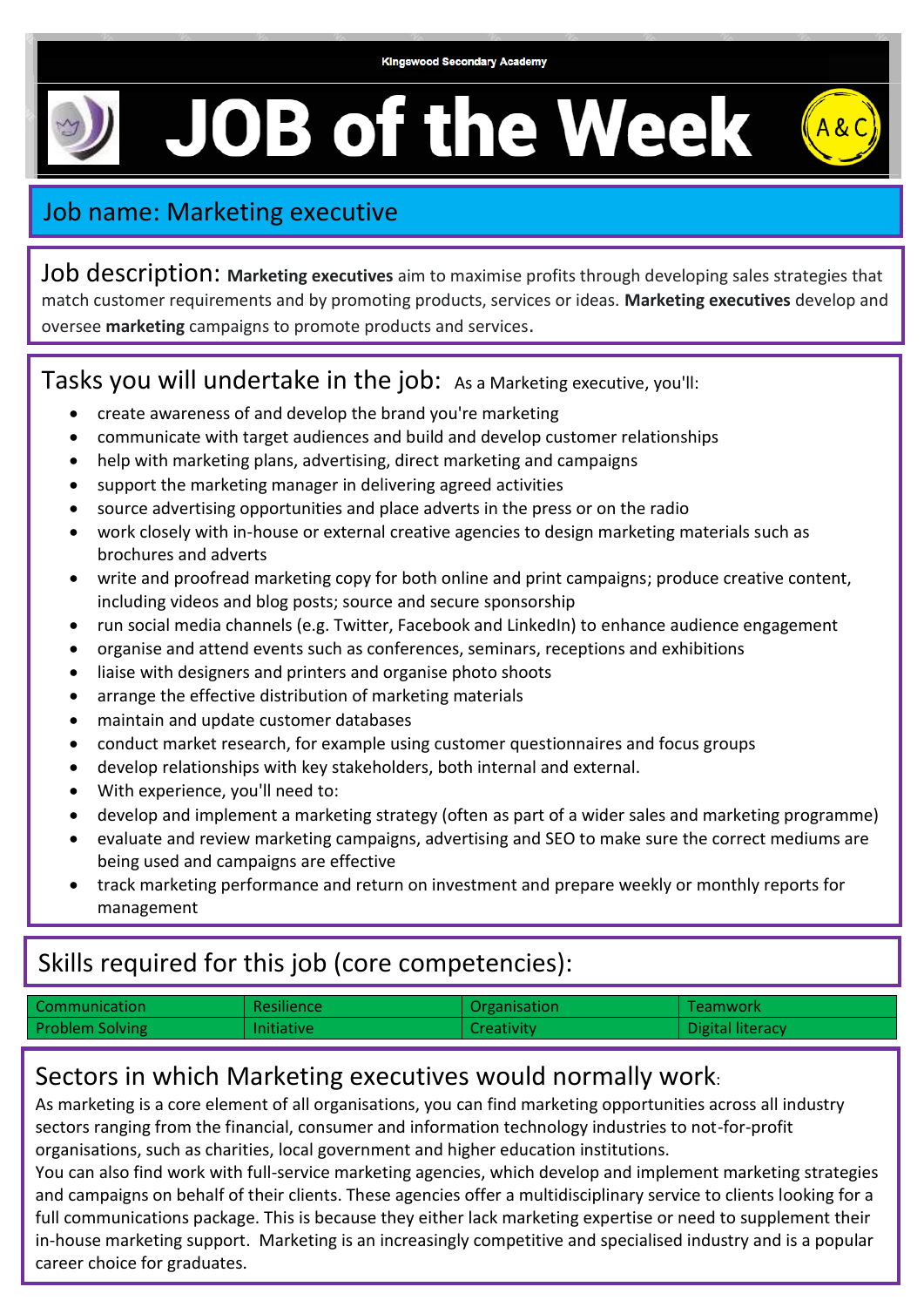Kingswood Secondary Academy

# JOB of the Week

A&C

## Job name: Marketing executive

Job description: **Marketing executives** aim to maximise profits through developing sales strategies that match customer requirements and by promoting products, services or ideas. **Marketing executives** develop and oversee **marketing** campaigns to promote products and services.

## Tasks you will undertake in the job:

As a Marketing executive, you'll:

- create awareness of and develop the brand you're marketing
- communicate with target audiences and build and develop customer relationships
- help with marketing plans, advertising, direct marketing and campaigns
- support the marketing manager in delivering agreed activities
- source advertising opportunities and place adverts in the press or on the radio
- work closely with in-house or external creative agencies to design marketing materials such as brochures and adverts
- write and proofread marketing copy for both online and print campaigns; produce creative content, including videos and blog posts; source and secure sponsorship
- run social media channels (e.g. Twitter, Facebook and LinkedIn) to enhance audience engagement
- organise and attend events such as conferences, seminars, receptions and exhibitions
- liaise with designers and printers and organise photo shoots
- arrange the effective distribution of marketing materials
- maintain and update customer databases
- conduct market research, for example using customer questionnaires and focus groups
- develop relationships with key stakeholders, both internal and external.
- With experience, you'll need to:
- develop and implement a marketing strategy (often as part of a wider sales and marketing programme)
- evaluate and review marketing campaigns, advertising and SEO to make sure the correct mediums are being used and campaigns are effective
- track marketing performance and return on investment and prepare weekly or monthly reports for management

## Skills required for this job (core competencies):

| Communication | Resilience | Organisation | Teamwork |
|---|---|---|---|
| Problem Solving | Initiative | Creativity | Digital literacy |

## Sectors in which Marketing executives would normally work:

As marketing is a core element of all organisations, you can find marketing opportunities across all industry sectors ranging from the financial, consumer and information technology industries to not-for-profit organisations, such as charities, local government and higher education institutions.

You can also find work with full-service marketing agencies, which develop and implement marketing strategies and campaigns on behalf of their clients. These agencies offer a multidisciplinary service to clients looking for a full communications package. This is because they either lack marketing expertise or need to supplement their in-house marketing support. Marketing is an increasingly competitive and specialised industry and is a popular career choice for graduates.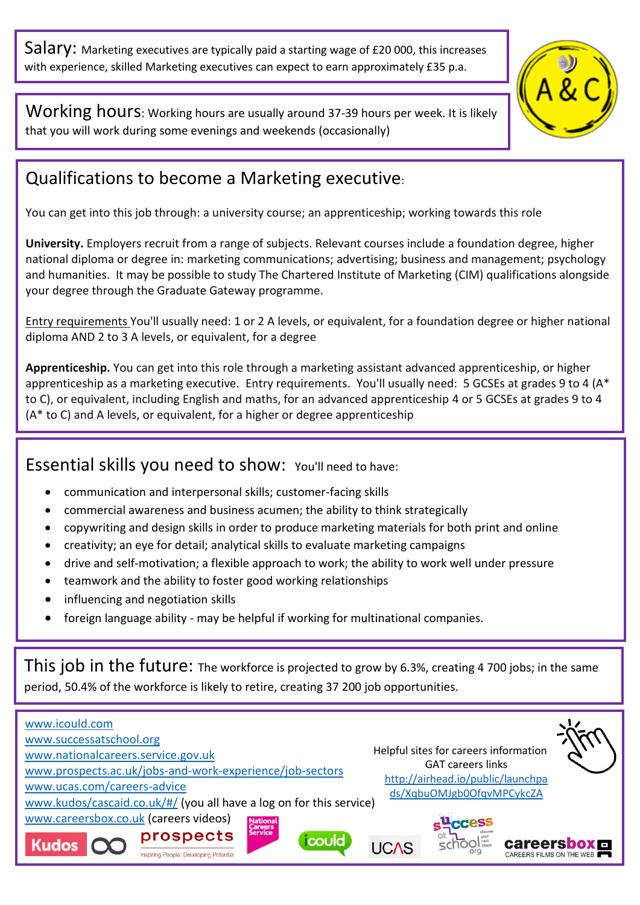**Salary:** Marketing executives are typically paid a starting wage of £20 000, this increases with experience, skilled Marketing executives can expect to earn approximately £35 p.a.

**Working hours**: Working hours are usually around 37-39 hours per week. It is likely that you will work during some evenings and weekends (occasionally)

## Qualifications to become a Marketing executive:

You can get into this job through: a university course; an apprenticeship; working towards this role

**University.** Employers recruit from a range of subjects. Relevant courses include a foundation degree, higher national diploma or degree in: marketing communications; advertising; business and management; psychology and humanities. It may be possible to study The Chartered Institute of Marketing (CIM) qualifications alongside your degree through the Graduate Gateway programme.

Entry requirements You'll usually need: 1 or 2 A levels, or equivalent, for a foundation degree or higher national diploma AND 2 to 3 A levels, or equivalent, for a degree

**Apprenticeship.** You can get into this role through a marketing assistant advanced apprenticeship, or higher apprenticeship as a marketing executive. Entry requirements. You'll usually need: 5 GCSEs at grades 9 to 4 (A* to C), or equivalent, including English and maths, for an advanced apprenticeship 4 or 5 GCSEs at grades 9 to 4 (A* to C) and A levels, or equivalent, for a higher or degree apprenticeship

## Essential skills you need to show: You'll need to have:

- communication and interpersonal skills; customer-facing skills
- commercial awareness and business acumen; the ability to think strategically
- copywriting and design skills in order to produce marketing materials for both print and online
- creativity; an eye for detail; analytical skills to evaluate marketing campaigns
- drive and self-motivation; a flexible approach to work; the ability to work well under pressure
- teamwork and the ability to foster good working relationships
- influencing and negotiation skills
- foreign language ability - may be helpful if working for multinational companies.

**This job in the future:** The workforce is projected to grow by 6.3%, creating 4 700 jobs; in the same period, 50.4% of the workforce is likely to retire, creating 37 200 job opportunities.

www.icould.com
www.successatschool.org
www.nationalcareers.service.gov.uk
www.prospects.ac.uk/jobs-and-work-experience/job-sectors
www.ucas.com/careers-advice
www.kudos/cascaid.co.uk/#/ (you all have a log on for this service)
www.careersbox.co.uk (careers videos)

Helpful sites for careers information
GAT careers links
http://airhead.io/public/launchpads/XqbuOMJgb0OfqvMPCykcZA